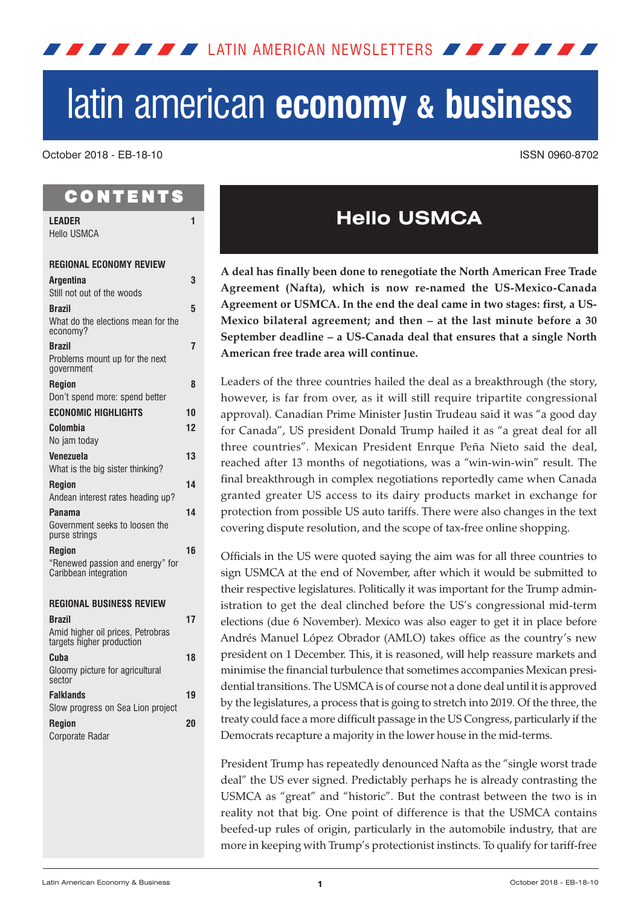LATIN AMERICAN NEWSLETTERS

# latin american **economy & business**

October 2018 - EB-18-10

ISSN 0960-8702

## CONTENTS

| | |
|---|---|
| **LEADER** | **1** |
| Hello USMCA | |
| **REGIONAL ECONOMY REVIEW** | |
| **Argentina** | **3** |
| Still not out of the woods | |
| **Brazil** | **5** |
| What do the elections mean for the economy? | |
| **Brazil** | **7** |
| Problems mount up for the next government | |
| **Region** | **8** |
| Don't spend more: spend better | |
| **ECONOMIC HIGHLIGHTS** | **10** |
| **Colombia** | **12** |
| No jam today | |
| **Venezuela** | **13** |
| What is the big sister thinking? | |
| **Region** | **14** |
| Andean interest rates heading up? | |
| **Panama** | **14** |
| Government seeks to loosen the purse strings | |
| **Region** | **16** |
| "Renewed passion and energy" for Caribbean integration | |
| **REGIONAL BUSINESS REVIEW** | |
| **Brazil** | **17** |
| Amid higher oil prices, Petrobras targets higher production | |
| **Cuba** | **18** |
| Gloomy picture for agricultural sector | |
| **Falklands** | **19** |
| Slow progress on Sea Lion project | |
| **Region** | **20** |
| Corporate Radar | |

## Hello USMCA

**A deal has finally been done to renegotiate the North American Free Trade Agreement (Nafta), which is now re-named the US-Mexico-Canada Agreement or USMCA. In the end the deal came in two stages: first, a US-Mexico bilateral agreement; and then – at the last minute before a 30 September deadline – a US-Canada deal that ensures that a single North American free trade area will continue.**

Leaders of the three countries hailed the deal as a breakthrough (the story, however, is far from over, as it will still require tripartite congressional approval). Canadian Prime Minister Justin Trudeau said it was "a good day for Canada", US president Donald Trump hailed it as "a great deal for all three countries". Mexican President Enrque Peña Nieto said the deal, reached after 13 months of negotiations, was a "win-win-win" result. The final breakthrough in complex negotiations reportedly came when Canada granted greater US access to its dairy products market in exchange for protection from possible US auto tariffs. There were also changes in the text covering dispute resolution, and the scope of tax-free online shopping.

Officials in the US were quoted saying the aim was for all three countries to sign USMCA at the end of November, after which it would be submitted to their respective legislatures. Politically it was important for the Trump administration to get the deal clinched before the US's congressional mid-term elections (due 6 November). Mexico was also eager to get it in place before Andrés Manuel López Obrador (AMLO) takes office as the country's new president on 1 December. This, it is reasoned, will help reassure markets and minimise the financial turbulence that sometimes accompanies Mexican presidential transitions. The USMCA is of course not a done deal until it is approved by the legislatures, a process that is going to stretch into 2019. Of the three, the treaty could face a more difficult passage in the US Congress, particularly if the Democrats recapture a majority in the lower house in the mid-terms.

President Trump has repeatedly denounced Nafta as the "single worst trade deal" the US ever signed. Predictably perhaps he is already contrasting the USMCA as "great" and "historic". But the contrast between the two is in reality not that big. One point of difference is that the USMCA contains beefed-up rules of origin, particularly in the automobile industry, that are more in keeping with Trump's protectionist instincts. To qualify for tariff-free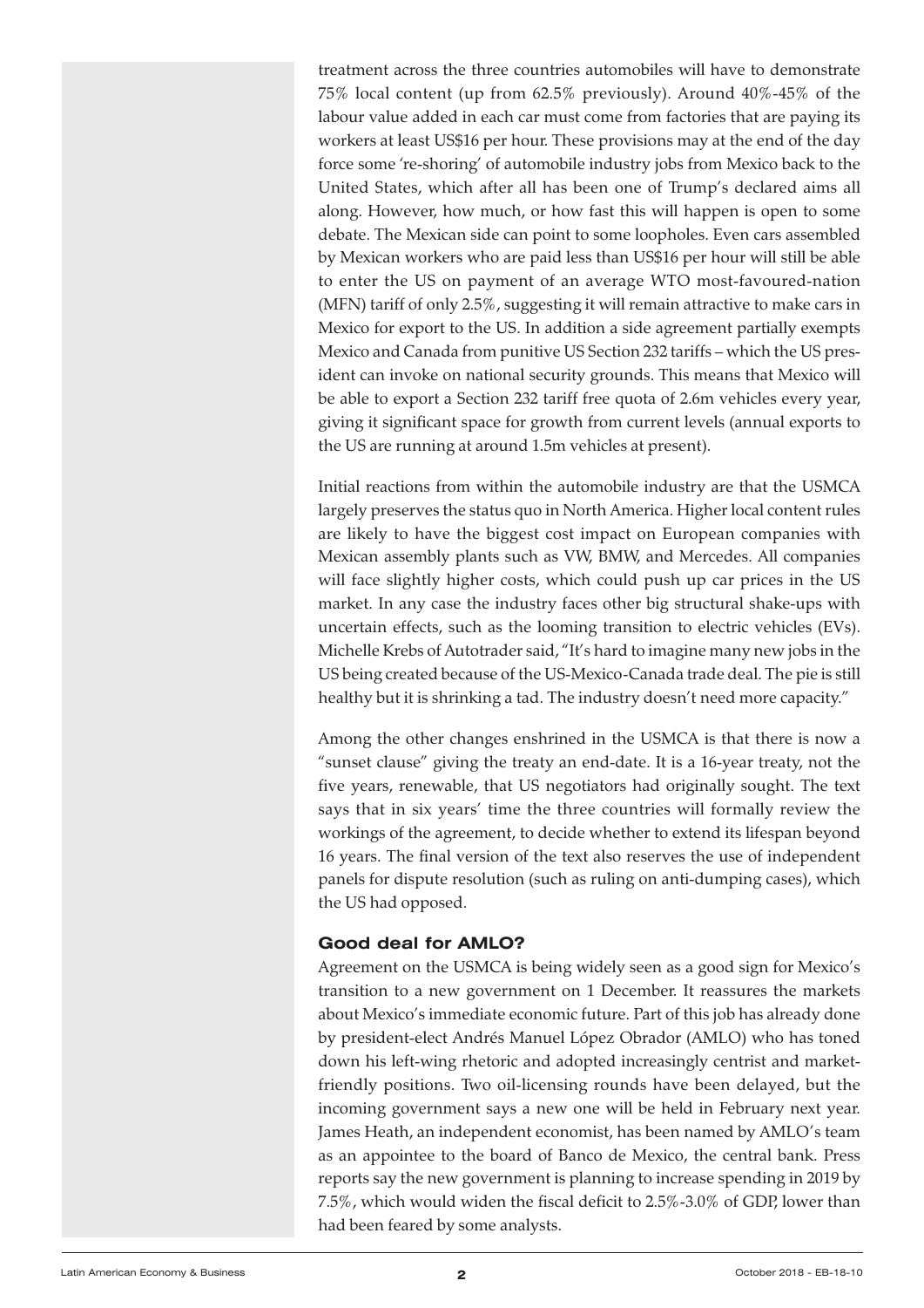treatment across the three countries automobiles will have to demonstrate 75% local content (up from 62.5% previously). Around 40%-45% of the labour value added in each car must come from factories that are paying its workers at least US$16 per hour. These provisions may at the end of the day force some 're-shoring' of automobile industry jobs from Mexico back to the United States, which after all has been one of Trump's declared aims all along. However, how much, or how fast this will happen is open to some debate. The Mexican side can point to some loopholes. Even cars assembled by Mexican workers who are paid less than US$16 per hour will still be able to enter the US on payment of an average WTO most-favoured-nation (MFN) tariff of only 2.5%, suggesting it will remain attractive to make cars in Mexico for export to the US. In addition a side agreement partially exempts Mexico and Canada from punitive US Section 232 tariffs – which the US president can invoke on national security grounds. This means that Mexico will be able to export a Section 232 tariff free quota of 2.6m vehicles every year, giving it significant space for growth from current levels (annual exports to the US are running at around 1.5m vehicles at present).

Initial reactions from within the automobile industry are that the USMCA largely preserves the status quo in North America. Higher local content rules are likely to have the biggest cost impact on European companies with Mexican assembly plants such as VW, BMW, and Mercedes. All companies will face slightly higher costs, which could push up car prices in the US market. In any case the industry faces other big structural shake-ups with uncertain effects, such as the looming transition to electric vehicles (EVs). Michelle Krebs of Autotrader said, "It's hard to imagine many new jobs in the US being created because of the US-Mexico-Canada trade deal. The pie is still healthy but it is shrinking a tad. The industry doesn't need more capacity."

Among the other changes enshrined in the USMCA is that there is now a "sunset clause" giving the treaty an end-date. It is a 16-year treaty, not the five years, renewable, that US negotiators had originally sought. The text says that in six years' time the three countries will formally review the workings of the agreement, to decide whether to extend its lifespan beyond 16 years. The final version of the text also reserves the use of independent panels for dispute resolution (such as ruling on anti-dumping cases), which the US had opposed.

### Good deal for AMLO?

Agreement on the USMCA is being widely seen as a good sign for Mexico's transition to a new government on 1 December. It reassures the markets about Mexico's immediate economic future. Part of this job has already done by president-elect Andrés Manuel López Obrador (AMLO) who has toned down his left-wing rhetoric and adopted increasingly centrist and market-friendly positions. Two oil-licensing rounds have been delayed, but the incoming government says a new one will be held in February next year. James Heath, an independent economist, has been named by AMLO's team as an appointee to the board of Banco de Mexico, the central bank. Press reports say the new government is planning to increase spending in 2019 by 7.5%, which would widen the fiscal deficit to 2.5%-3.0% of GDP, lower than had been feared by some analysts.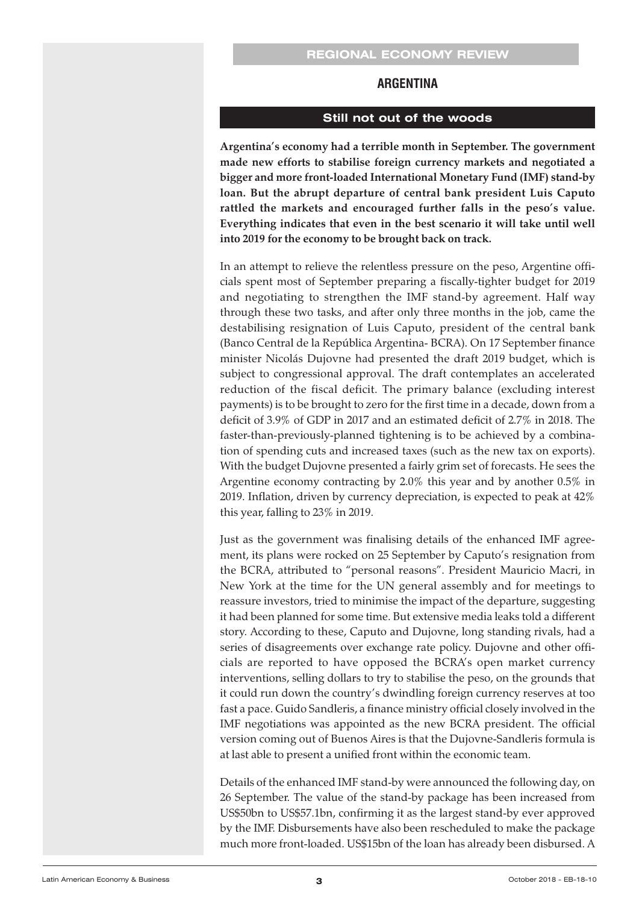REGIONAL ECONOMY REVIEW

## ARGENTINA

### Still not out of the woods

**Argentina's economy had a terrible month in September. The government made new efforts to stabilise foreign currency markets and negotiated a bigger and more front-loaded International Monetary Fund (IMF) stand-by loan. But the abrupt departure of central bank president Luis Caputo rattled the markets and encouraged further falls in the peso's value. Everything indicates that even in the best scenario it will take until well into 2019 for the economy to be brought back on track.**

In an attempt to relieve the relentless pressure on the peso, Argentine officials spent most of September preparing a fiscally-tighter budget for 2019 and negotiating to strengthen the IMF stand-by agreement. Half way through these two tasks, and after only three months in the job, came the destabilising resignation of Luis Caputo, president of the central bank (Banco Central de la República Argentina- BCRA). On 17 September finance minister Nicolás Dujovne had presented the draft 2019 budget, which is subject to congressional approval. The draft contemplates an accelerated reduction of the fiscal deficit. The primary balance (excluding interest payments) is to be brought to zero for the first time in a decade, down from a deficit of 3.9% of GDP in 2017 and an estimated deficit of 2.7% in 2018. The faster-than-previously-planned tightening is to be achieved by a combination of spending cuts and increased taxes (such as the new tax on exports). With the budget Dujovne presented a fairly grim set of forecasts. He sees the Argentine economy contracting by 2.0% this year and by another 0.5% in 2019. Inflation, driven by currency depreciation, is expected to peak at 42% this year, falling to 23% in 2019.

Just as the government was finalising details of the enhanced IMF agreement, its plans were rocked on 25 September by Caputo's resignation from the BCRA, attributed to "personal reasons". President Mauricio Macri, in New York at the time for the UN general assembly and for meetings to reassure investors, tried to minimise the impact of the departure, suggesting it had been planned for some time. But extensive media leaks told a different story. According to these, Caputo and Dujovne, long standing rivals, had a series of disagreements over exchange rate policy. Dujovne and other officials are reported to have opposed the BCRA's open market currency interventions, selling dollars to try to stabilise the peso, on the grounds that it could run down the country's dwindling foreign currency reserves at too fast a pace. Guido Sandleris, a finance ministry official closely involved in the IMF negotiations was appointed as the new BCRA president. The official version coming out of Buenos Aires is that the Dujovne-Sandleris formula is at last able to present a unified front within the economic team.

Details of the enhanced IMF stand-by were announced the following day, on 26 September. The value of the stand-by package has been increased from US$50bn to US$57.1bn, confirming it as the largest stand-by ever approved by the IMF. Disbursements have also been rescheduled to make the package much more front-loaded. US$15bn of the loan has already been disbursed. A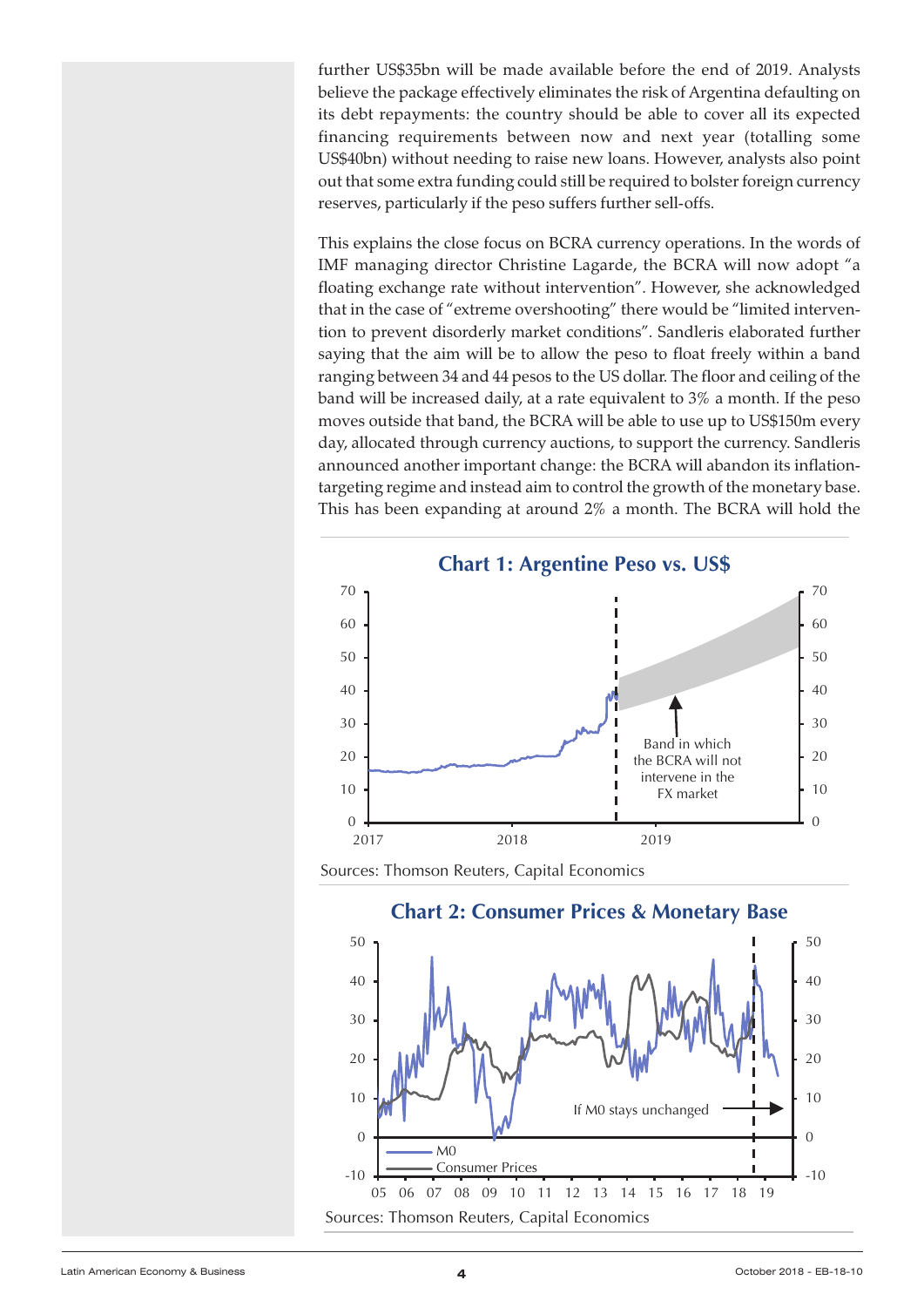further US$35bn will be made available before the end of 2019. Analysts believe the package effectively eliminates the risk of Argentina defaulting on its debt repayments: the country should be able to cover all its expected financing requirements between now and next year (totalling some US$40bn) without needing to raise new loans. However, analysts also point out that some extra funding could still be required to bolster foreign currency reserves, particularly if the peso suffers further sell-offs.

This explains the close focus on BCRA currency operations. In the words of IMF managing director Christine Lagarde, the BCRA will now adopt "a floating exchange rate without intervention". However, she acknowledged that in the case of "extreme overshooting" there would be "limited intervention to prevent disorderly market conditions". Sandleris elaborated further saying that the aim will be to allow the peso to float freely within a band ranging between 34 and 44 pesos to the US dollar. The floor and ceiling of the band will be increased daily, at a rate equivalent to 3% a month. If the peso moves outside that band, the BCRA will be able to use up to US$150m every day, allocated through currency auctions, to support the currency. Sandleris announced another important change: the BCRA will abandon its inflation-targeting regime and instead aim to control the growth of the monetary base. This has been expanding at around 2% a month. The BCRA will hold the

**Chart 1: Argentine Peso vs. US$**

Band in which the BCRA will not intervene in the FX market

Sources: Thomson Reuters, Capital Economics

**Chart 2: Consumer Prices & Monetary Base**

If M0 stays unchanged

M0
Consumer Prices

Sources: Thomson Reuters, Capital Economics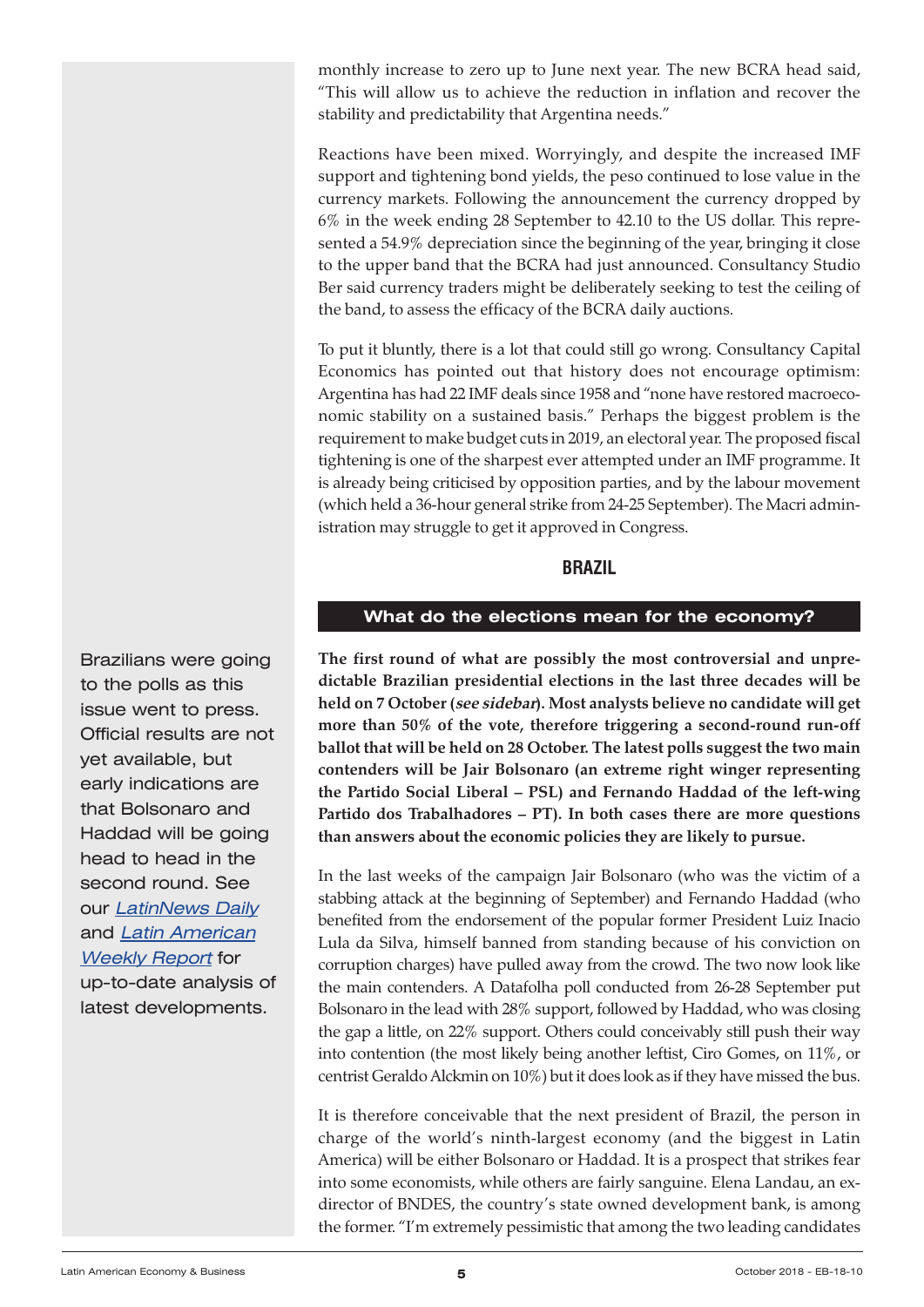monthly increase to zero up to June next year. The new BCRA head said, "This will allow us to achieve the reduction in inflation and recover the stability and predictability that Argentina needs."

Reactions have been mixed. Worryingly, and despite the increased IMF support and tightening bond yields, the peso continued to lose value in the currency markets. Following the announcement the currency dropped by 6% in the week ending 28 September to 42.10 to the US dollar. This represented a 54.9% depreciation since the beginning of the year, bringing it close to the upper band that the BCRA had just announced. Consultancy Studio Ber said currency traders might be deliberately seeking to test the ceiling of the band, to assess the efficacy of the BCRA daily auctions.

To put it bluntly, there is a lot that could still go wrong. Consultancy Capital Economics has pointed out that history does not encourage optimism: Argentina has had 22 IMF deals since 1958 and "none have restored macroeconomic stability on a sustained basis." Perhaps the biggest problem is the requirement to make budget cuts in 2019, an electoral year. The proposed fiscal tightening is one of the sharpest ever attempted under an IMF programme. It is already being criticised by opposition parties, and by the labour movement (which held a 36-hour general strike from 24-25 September). The Macri administration may struggle to get it approved in Congress.

## BRAZIL

### What do the elections mean for the economy?

Brazilians were going to the polls as this issue went to press. Official results are not yet available, but early indications are that Bolsonaro and Haddad will be going head to head in the second round. See our *LatinNews Daily* and *Latin American Weekly Report* for up-to-date analysis of latest developments.

**The first round of what are possibly the most controversial and unpredictable Brazilian presidential elections in the last three decades will be held on 7 October (*see sidebar*). Most analysts believe no candidate will get more than 50% of the vote, therefore triggering a second-round run-off ballot that will be held on 28 October. The latest polls suggest the two main contenders will be Jair Bolsonaro (an extreme right winger representing the Partido Social Liberal – PSL) and Fernando Haddad of the left-wing Partido dos Trabalhadores – PT). In both cases there are more questions than answers about the economic policies they are likely to pursue.**

In the last weeks of the campaign Jair Bolsonaro (who was the victim of a stabbing attack at the beginning of September) and Fernando Haddad (who benefited from the endorsement of the popular former President Luiz Inacio Lula da Silva, himself banned from standing because of his conviction on corruption charges) have pulled away from the crowd. The two now look like the main contenders. A Datafolha poll conducted from 26-28 September put Bolsonaro in the lead with 28% support, followed by Haddad, who was closing the gap a little, on 22% support. Others could conceivably still push their way into contention (the most likely being another leftist, Ciro Gomes, on 11%, or centrist Geraldo Alckmin on 10%) but it does look as if they have missed the bus.

It is therefore conceivable that the next president of Brazil, the person in charge of the world's ninth-largest economy (and the biggest in Latin America) will be either Bolsonaro or Haddad. It is a prospect that strikes fear into some economists, while others are fairly sanguine. Elena Landau, an ex-director of BNDES, the country's state owned development bank, is among the former. "I'm extremely pessimistic that among the two leading candidates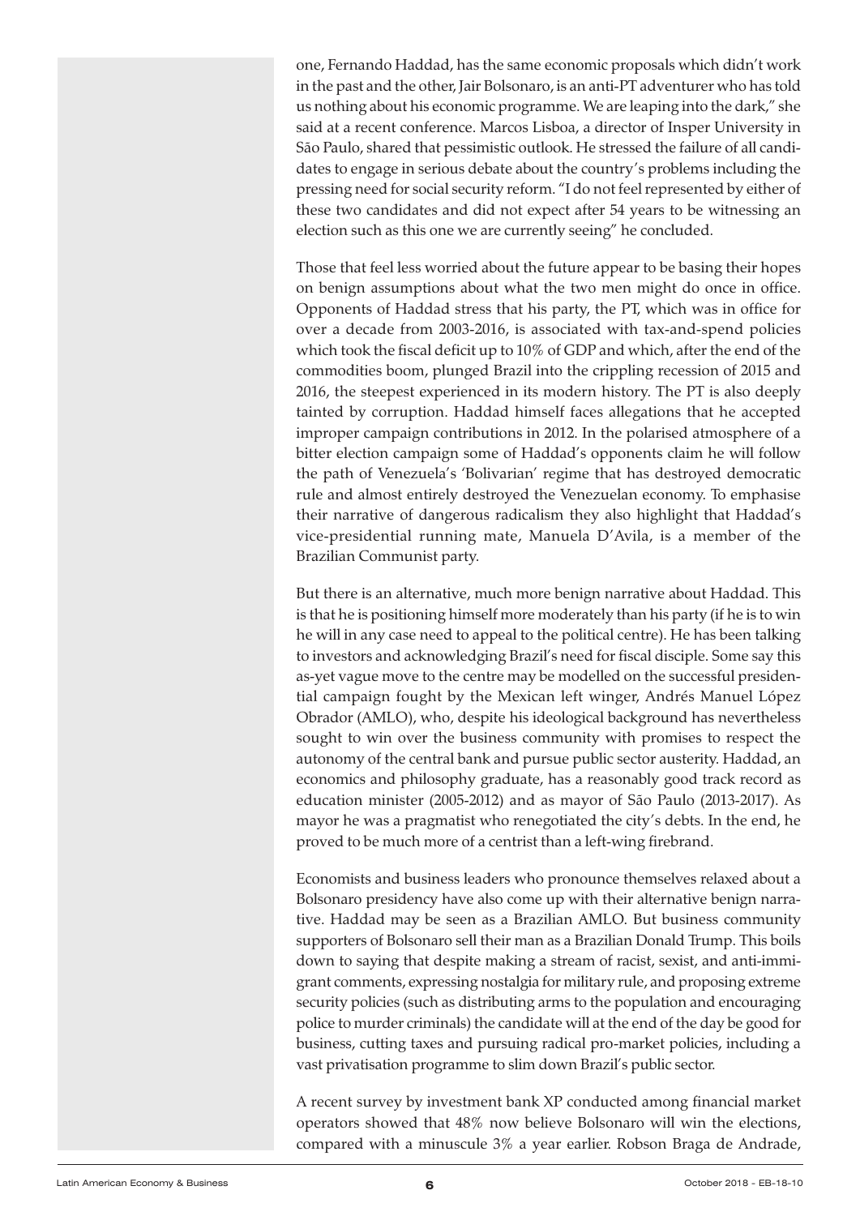one, Fernando Haddad, has the same economic proposals which didn't work in the past and the other, Jair Bolsonaro, is an anti-PT adventurer who has told us nothing about his economic programme. We are leaping into the dark," she said at a recent conference. Marcos Lisboa, a director of Insper University in São Paulo, shared that pessimistic outlook. He stressed the failure of all candidates to engage in serious debate about the country's problems including the pressing need for social security reform. "I do not feel represented by either of these two candidates and did not expect after 54 years to be witnessing an election such as this one we are currently seeing" he concluded.

Those that feel less worried about the future appear to be basing their hopes on benign assumptions about what the two men might do once in office. Opponents of Haddad stress that his party, the PT, which was in office for over a decade from 2003-2016, is associated with tax-and-spend policies which took the fiscal deficit up to 10% of GDP and which, after the end of the commodities boom, plunged Brazil into the crippling recession of 2015 and 2016, the steepest experienced in its modern history. The PT is also deeply tainted by corruption. Haddad himself faces allegations that he accepted improper campaign contributions in 2012. In the polarised atmosphere of a bitter election campaign some of Haddad's opponents claim he will follow the path of Venezuela's 'Bolivarian' regime that has destroyed democratic rule and almost entirely destroyed the Venezuelan economy. To emphasise their narrative of dangerous radicalism they also highlight that Haddad's vice-presidential running mate, Manuela D'Avila, is a member of the Brazilian Communist party.

But there is an alternative, much more benign narrative about Haddad. This is that he is positioning himself more moderately than his party (if he is to win he will in any case need to appeal to the political centre). He has been talking to investors and acknowledging Brazil's need for fiscal disciple. Some say this as-yet vague move to the centre may be modelled on the successful presidential campaign fought by the Mexican left winger, Andrés Manuel López Obrador (AMLO), who, despite his ideological background has nevertheless sought to win over the business community with promises to respect the autonomy of the central bank and pursue public sector austerity. Haddad, an economics and philosophy graduate, has a reasonably good track record as education minister (2005-2012) and as mayor of São Paulo (2013-2017). As mayor he was a pragmatist who renegotiated the city's debts. In the end, he proved to be much more of a centrist than a left-wing firebrand.

Economists and business leaders who pronounce themselves relaxed about a Bolsonaro presidency have also come up with their alternative benign narrative. Haddad may be seen as a Brazilian AMLO. But business community supporters of Bolsonaro sell their man as a Brazilian Donald Trump. This boils down to saying that despite making a stream of racist, sexist, and anti-immigrant comments, expressing nostalgia for military rule, and proposing extreme security policies (such as distributing arms to the population and encouraging police to murder criminals) the candidate will at the end of the day be good for business, cutting taxes and pursuing radical pro-market policies, including a vast privatisation programme to slim down Brazil's public sector.

A recent survey by investment bank XP conducted among financial market operators showed that 48% now believe Bolsonaro will win the elections, compared with a minuscule 3% a year earlier. Robson Braga de Andrade,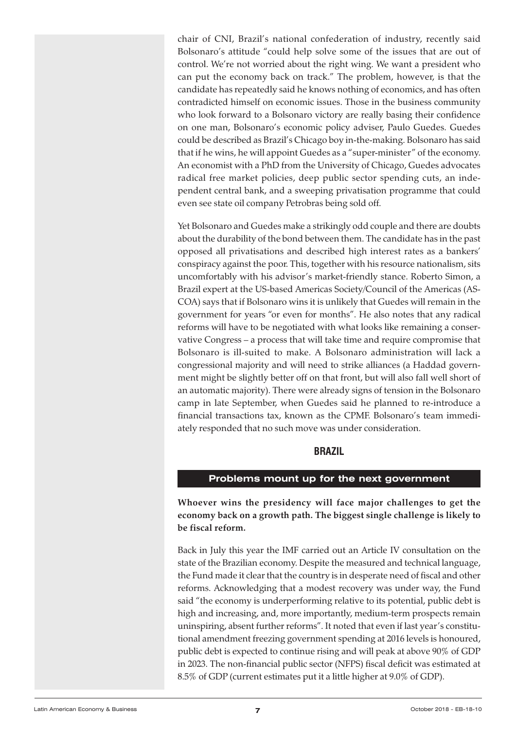chair of CNI, Brazil's national confederation of industry, recently said Bolsonaro's attitude "could help solve some of the issues that are out of control. We're not worried about the right wing. We want a president who can put the economy back on track." The problem, however, is that the candidate has repeatedly said he knows nothing of economics, and has often contradicted himself on economic issues. Those in the business community who look forward to a Bolsonaro victory are really basing their confidence on one man, Bolsonaro's economic policy adviser, Paulo Guedes. Guedes could be described as Brazil's Chicago boy in-the-making. Bolsonaro has said that if he wins, he will appoint Guedes as a "super-minister" of the economy. An economist with a PhD from the University of Chicago, Guedes advocates radical free market policies, deep public sector spending cuts, an independent central bank, and a sweeping privatisation programme that could even see state oil company Petrobras being sold off.

Yet Bolsonaro and Guedes make a strikingly odd couple and there are doubts about the durability of the bond between them. The candidate has in the past opposed all privatisations and described high interest rates as a bankers' conspiracy against the poor. This, together with his resource nationalism, sits uncomfortably with his advisor's market-friendly stance. Roberto Simon, a Brazil expert at the US-based Americas Society/Council of the Americas (AS-COA) says that if Bolsonaro wins it is unlikely that Guedes will remain in the government for years "or even for months". He also notes that any radical reforms will have to be negotiated with what looks like remaining a conservative Congress – a process that will take time and require compromise that Bolsonaro is ill-suited to make. A Bolsonaro administration will lack a congressional majority and will need to strike alliances (a Haddad government might be slightly better off on that front, but will also fall well short of an automatic majority). There were already signs of tension in the Bolsonaro camp in late September, when Guedes said he planned to re-introduce a financial transactions tax, known as the CPMF. Bolsonaro's team immediately responded that no such move was under consideration.

## BRAZIL

### Problems mount up for the next government

**Whoever wins the presidency will face major challenges to get the economy back on a growth path. The biggest single challenge is likely to be fiscal reform.**

Back in July this year the IMF carried out an Article IV consultation on the state of the Brazilian economy. Despite the measured and technical language, the Fund made it clear that the country is in desperate need of fiscal and other reforms. Acknowledging that a modest recovery was under way, the Fund said "the economy is underperforming relative to its potential, public debt is high and increasing, and, more importantly, medium-term prospects remain uninspiring, absent further reforms". It noted that even if last year's constitutional amendment freezing government spending at 2016 levels is honoured, public debt is expected to continue rising and will peak at above 90% of GDP in 2023. The non-financial public sector (NFPS) fiscal deficit was estimated at 8.5% of GDP (current estimates put it a little higher at 9.0% of GDP).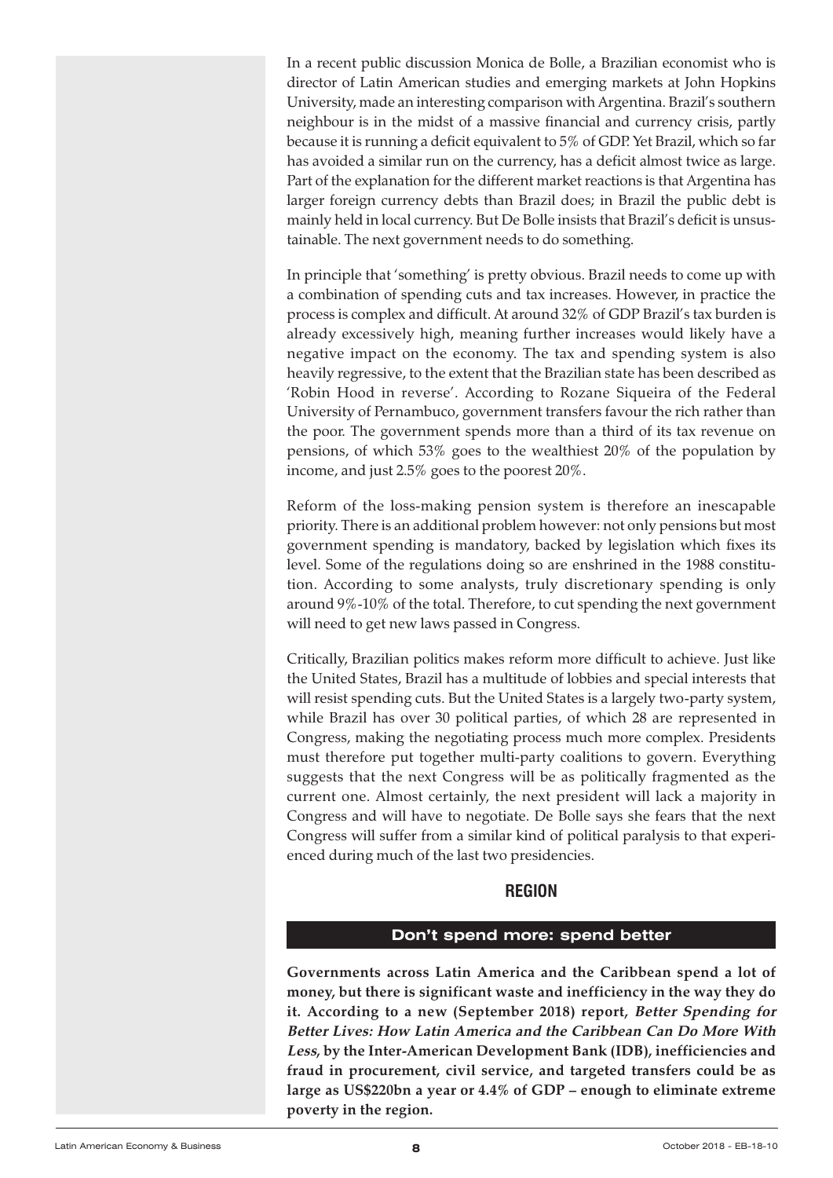In a recent public discussion Monica de Bolle, a Brazilian economist who is director of Latin American studies and emerging markets at John Hopkins University, made an interesting comparison with Argentina. Brazil's southern neighbour is in the midst of a massive financial and currency crisis, partly because it is running a deficit equivalent to 5% of GDP. Yet Brazil, which so far has avoided a similar run on the currency, has a deficit almost twice as large. Part of the explanation for the different market reactions is that Argentina has larger foreign currency debts than Brazil does; in Brazil the public debt is mainly held in local currency. But De Bolle insists that Brazil's deficit is unsustainable. The next government needs to do something.

In principle that 'something' is pretty obvious. Brazil needs to come up with a combination of spending cuts and tax increases. However, in practice the process is complex and difficult. At around 32% of GDP Brazil's tax burden is already excessively high, meaning further increases would likely have a negative impact on the economy. The tax and spending system is also heavily regressive, to the extent that the Brazilian state has been described as 'Robin Hood in reverse'. According to Rozane Siqueira of the Federal University of Pernambuco, government transfers favour the rich rather than the poor. The government spends more than a third of its tax revenue on pensions, of which 53% goes to the wealthiest 20% of the population by income, and just 2.5% goes to the poorest 20%.

Reform of the loss-making pension system is therefore an inescapable priority. There is an additional problem however: not only pensions but most government spending is mandatory, backed by legislation which fixes its level. Some of the regulations doing so are enshrined in the 1988 constitution. According to some analysts, truly discretionary spending is only around 9%-10% of the total. Therefore, to cut spending the next government will need to get new laws passed in Congress.

Critically, Brazilian politics makes reform more difficult to achieve. Just like the United States, Brazil has a multitude of lobbies and special interests that will resist spending cuts. But the United States is a largely two-party system, while Brazil has over 30 political parties, of which 28 are represented in Congress, making the negotiating process much more complex. Presidents must therefore put together multi-party coalitions to govern. Everything suggests that the next Congress will be as politically fragmented as the current one. Almost certainly, the next president will lack a majority in Congress and will have to negotiate. De Bolle says she fears that the next Congress will suffer from a similar kind of political paralysis to that experienced during much of the last two presidencies.

## REGION

### Don't spend more: spend better

**Governments across Latin America and the Caribbean spend a lot of money, but there is significant waste and inefficiency in the way they do it. According to a new (September 2018) report, *Better Spending for Better Lives: How Latin America and the Caribbean Can Do More With Less*, by the Inter-American Development Bank (IDB), inefficiencies and fraud in procurement, civil service, and targeted transfers could be as large as US$220bn a year or 4.4% of GDP – enough to eliminate extreme poverty in the region.**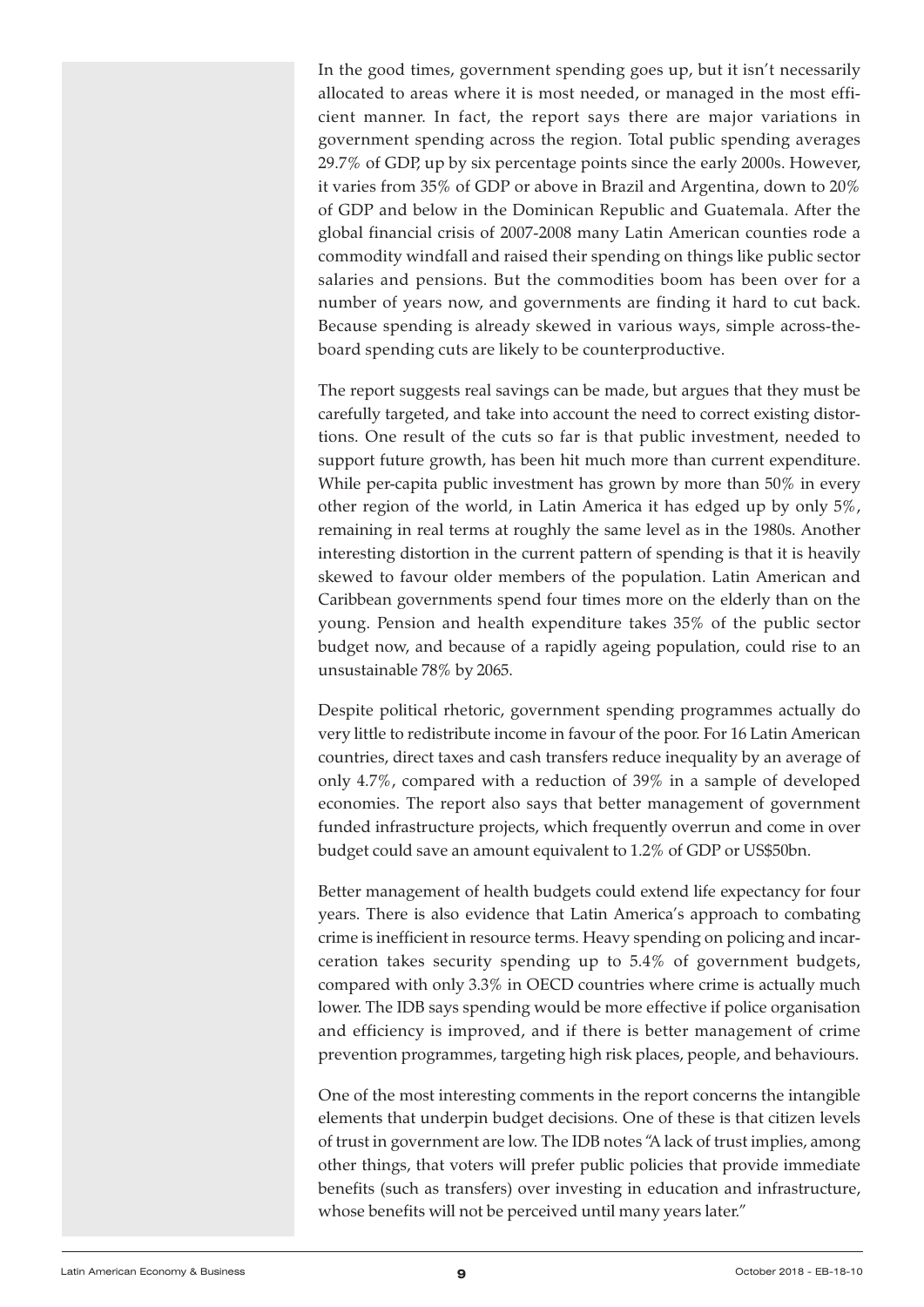In the good times, government spending goes up, but it isn't necessarily allocated to areas where it is most needed, or managed in the most efficient manner. In fact, the report says there are major variations in government spending across the region. Total public spending averages 29.7% of GDP, up by six percentage points since the early 2000s. However, it varies from 35% of GDP or above in Brazil and Argentina, down to 20% of GDP and below in the Dominican Republic and Guatemala. After the global financial crisis of 2007-2008 many Latin American counties rode a commodity windfall and raised their spending on things like public sector salaries and pensions. But the commodities boom has been over for a number of years now, and governments are finding it hard to cut back. Because spending is already skewed in various ways, simple across-the-board spending cuts are likely to be counterproductive.

The report suggests real savings can be made, but argues that they must be carefully targeted, and take into account the need to correct existing distortions. One result of the cuts so far is that public investment, needed to support future growth, has been hit much more than current expenditure. While per-capita public investment has grown by more than 50% in every other region of the world, in Latin America it has edged up by only 5%, remaining in real terms at roughly the same level as in the 1980s. Another interesting distortion in the current pattern of spending is that it is heavily skewed to favour older members of the population. Latin American and Caribbean governments spend four times more on the elderly than on the young. Pension and health expenditure takes 35% of the public sector budget now, and because of a rapidly ageing population, could rise to an unsustainable 78% by 2065.

Despite political rhetoric, government spending programmes actually do very little to redistribute income in favour of the poor. For 16 Latin American countries, direct taxes and cash transfers reduce inequality by an average of only 4.7%, compared with a reduction of 39% in a sample of developed economies. The report also says that better management of government funded infrastructure projects, which frequently overrun and come in over budget could save an amount equivalent to 1.2% of GDP or US$50bn.

Better management of health budgets could extend life expectancy for four years. There is also evidence that Latin America's approach to combating crime is inefficient in resource terms. Heavy spending on policing and incarceration takes security spending up to 5.4% of government budgets, compared with only 3.3% in OECD countries where crime is actually much lower. The IDB says spending would be more effective if police organisation and efficiency is improved, and if there is better management of crime prevention programmes, targeting high risk places, people, and behaviours.

One of the most interesting comments in the report concerns the intangible elements that underpin budget decisions. One of these is that citizen levels of trust in government are low. The IDB notes "A lack of trust implies, among other things, that voters will prefer public policies that provide immediate benefits (such as transfers) over investing in education and infrastructure, whose benefits will not be perceived until many years later."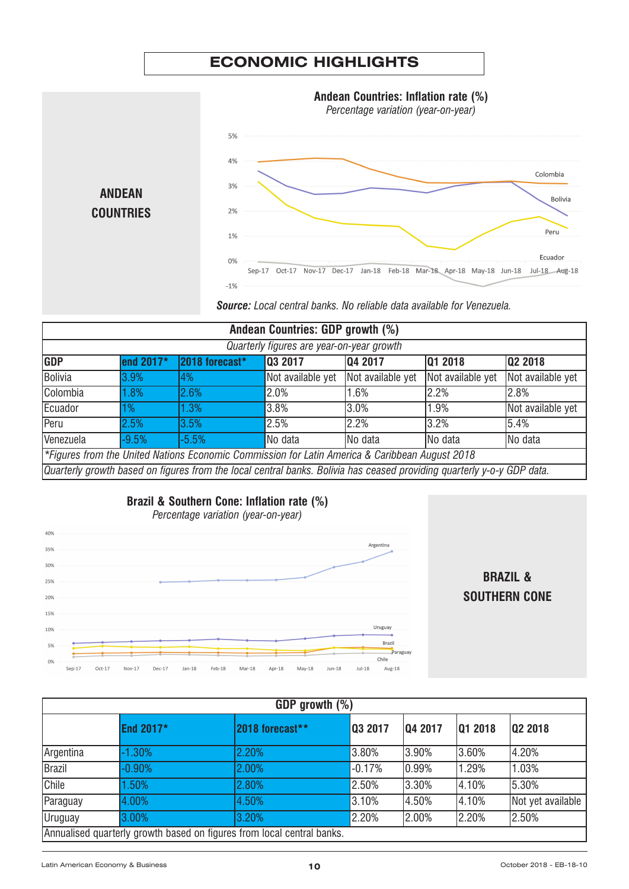# ECONOMIC HIGHLIGHTS

## ANDEAN COUNTRIES

**Andean Countries: Inflation rate (%)**

*Percentage variation (year-on-year)*

***Source:*** *Local central banks. No reliable data available for Venezuela.*

| Andean Countries: GDP growth (%) | | | | | | |
|---|---|---|---|---|---|---|
| *Quarterly figures are year-on-year growth* | | | | | | |
| **GDP** | **end 2017*** | **2018 forecast*** | **Q3 2017** | **Q4 2017** | **Q1 2018** | **Q2 2018** |
| Bolivia | 3.9% | 4% | Not available yet | Not available yet | Not available yet | Not available yet |
| Colombia | 1.8% | 2.6% | 2.0% | 1.6% | 2.2% | 2.8% |
| Ecuador | 1% | 1.3% | 3.8% | 3.0% | 1.9% | Not available yet |
| Peru | 2.5% | 3.5% | 2.5% | 2.2% | 3.2% | 5.4% |
| Venezuela | -9.5% | -5.5% | No data | No data | No data | No data |

*\*Figures from the United Nations Economic Commission for Latin America & Caribbean August 2018*

*Quarterly growth based on figures from the local central banks. Bolivia has ceased providing quarterly y-o-y GDP data.*

## BRAZIL & SOUTHERN CONE

**Brazil & Southern Cone: Inflation rate (%)**

*Percentage variation (year-on-year)*

| GDP growth (%) | | | | | | |
|---|---|---|---|---|---|---|
| | **End 2017*** | **2018 forecast**** | **Q3 2017** | **Q4 2017** | **Q1 2018** | **Q2 2018** |
| Argentina | -1.30% | 2.20% | 3.80% | 3.90% | 3.60% | 4.20% |
| Brazil | -0.90% | 2.00% | -0.17% | 0.99% | 1.29% | 1.03% |
| Chile | 1.50% | 2.80% | 2.50% | 3.30% | 4.10% | 5.30% |
| Paraguay | 4.00% | 4.50% | 3.10% | 4.50% | 4.10% | Not yet available |
| Uruguay | 3.00% | 3.20% | 2.20% | 2.00% | 2.20% | 2.50% |

Annualised quarterly growth based on figures from local central banks.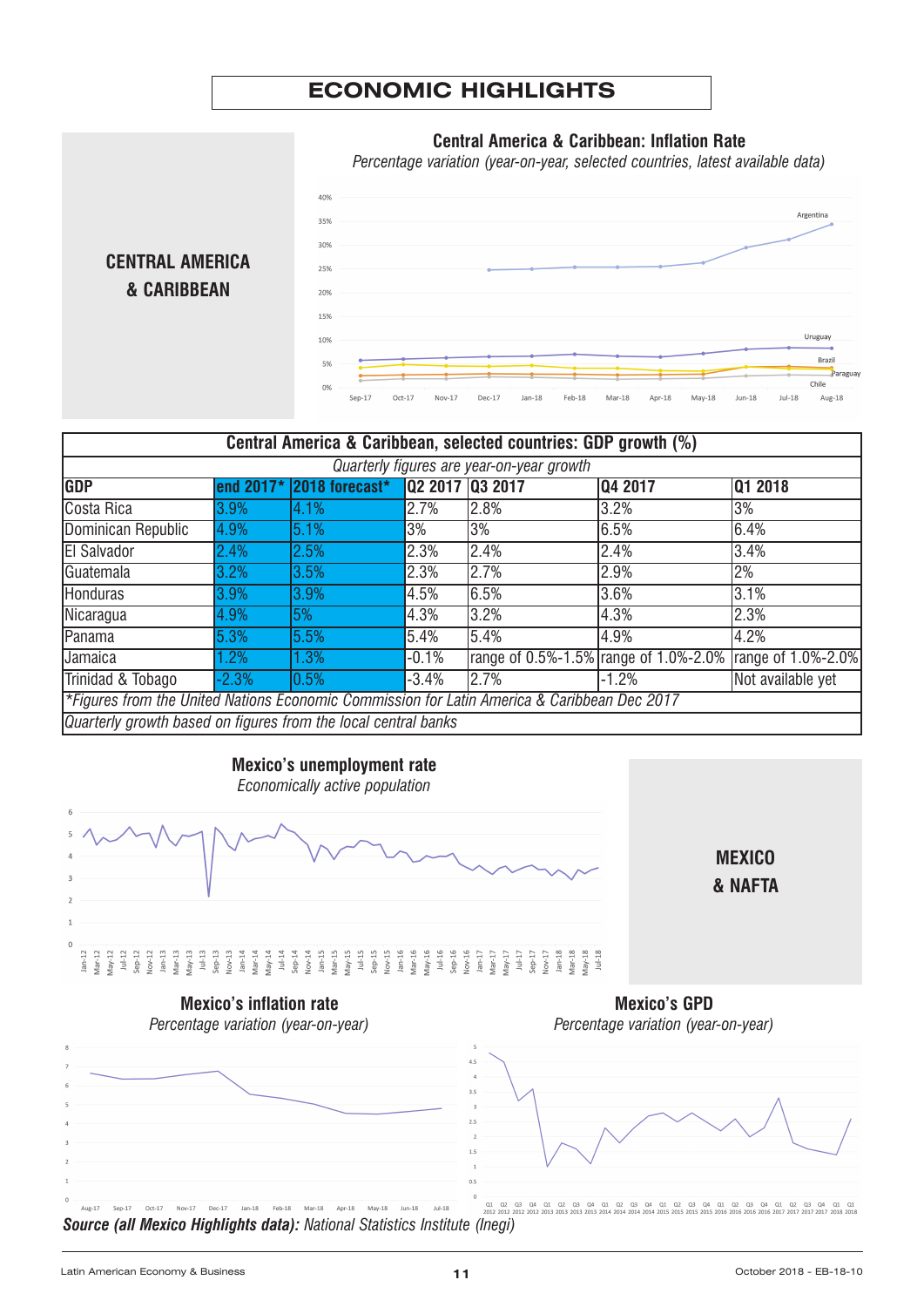# ECONOMIC HIGHLIGHTS

## CENTRAL AMERICA & CARIBBEAN

**Central America & Caribbean: Inflation Rate**

*Percentage variation (year-on-year, selected countries, latest available data)*

| Central America & Caribbean, selected countries: GDP growth (%) | | | | | | |
|---|---|---|---|---|---|---|
| *Quarterly figures are year-on-year growth* | | | | | | |
| **GDP** | **end 2017*** | **2018 forecast*** | **Q2 2017** | **Q3 2017** | **Q4 2017** | **Q1 2018** |
| Costa Rica | 3.9% | 4.1% | 2.7% | 2.8% | 3.2% | 3% |
| Dominican Republic | 4.9% | 5.1% | 3% | 3% | 6.5% | 6.4% |
| El Salvador | 2.4% | 2.5% | 2.3% | 2.4% | 2.4% | 3.4% |
| Guatemala | 3.2% | 3.5% | 2.3% | 2.7% | 2.9% | 2% |
| Honduras | 3.9% | 3.9% | 4.5% | 6.5% | 3.6% | 3.1% |
| Nicaragua | 4.9% | 5% | 4.3% | 3.2% | 4.3% | 2.3% |
| Panama | 5.3% | 5.5% | 5.4% | 5.4% | 4.9% | 4.2% |
| Jamaica | 1.2% | 1.3% | -0.1% | range of 0.5%-1.5% | range of 1.0%-2.0% | range of 1.0%-2.0% |
| Trinidad & Tobago | -2.3% | 0.5% | -3.4% | 2.7% | -1.2% | Not available yet |

*\*Figures from the United Nations Economic Commission for Latin America & Caribbean Dec 2017*

*Quarterly growth based on figures from the local central banks*

## MEXICO & NAFTA

**Mexico's unemployment rate**

*Economically active population*

**Mexico's inflation rate**

*Percentage variation (year-on-year)*

**Mexico's GPD**

*Percentage variation (year-on-year)*

***Source (all Mexico Highlights data):*** *National Statistics Institute (Inegi)*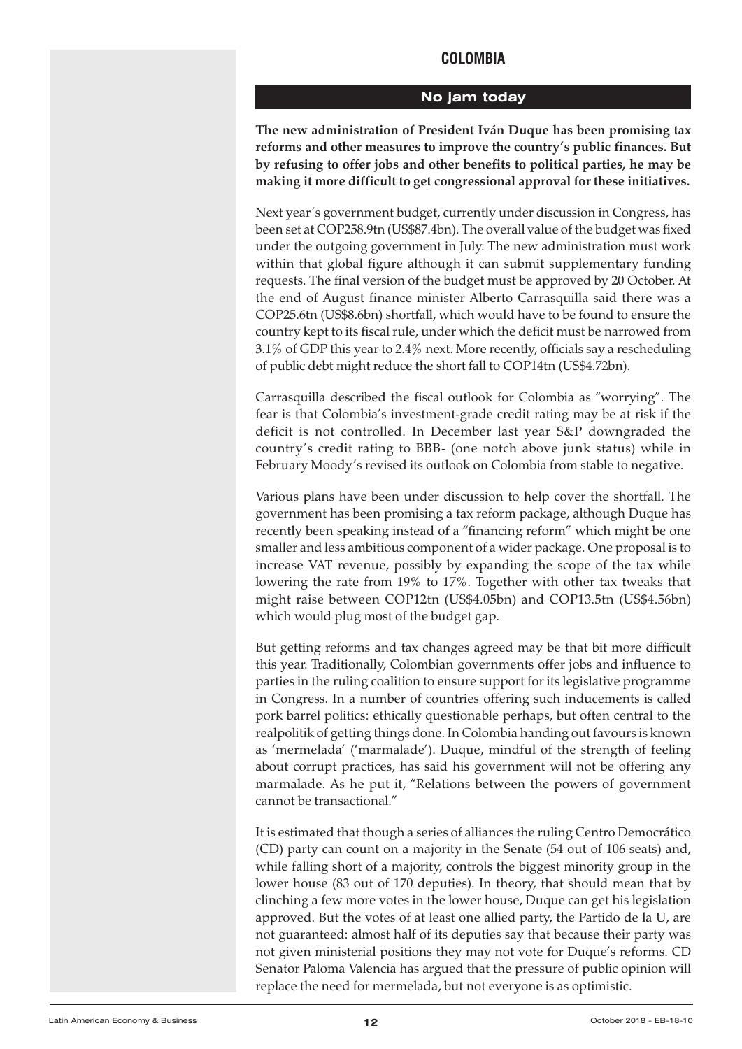## COLOMBIA

### No jam today

**The new administration of President Iván Duque has been promising tax reforms and other measures to improve the country's public finances. But by refusing to offer jobs and other benefits to political parties, he may be making it more difficult to get congressional approval for these initiatives.**

Next year's government budget, currently under discussion in Congress, has been set at COP258.9tn (US$87.4bn). The overall value of the budget was fixed under the outgoing government in July. The new administration must work within that global figure although it can submit supplementary funding requests. The final version of the budget must be approved by 20 October. At the end of August finance minister Alberto Carrasquilla said there was a COP25.6tn (US$8.6bn) shortfall, which would have to be found to ensure the country kept to its fiscal rule, under which the deficit must be narrowed from 3.1% of GDP this year to 2.4% next. More recently, officials say a rescheduling of public debt might reduce the short fall to COP14tn (US$4.72bn).

Carrasquilla described the fiscal outlook for Colombia as "worrying". The fear is that Colombia's investment-grade credit rating may be at risk if the deficit is not controlled. In December last year S&P downgraded the country's credit rating to BBB- (one notch above junk status) while in February Moody's revised its outlook on Colombia from stable to negative.

Various plans have been under discussion to help cover the shortfall. The government has been promising a tax reform package, although Duque has recently been speaking instead of a "financing reform" which might be one smaller and less ambitious component of a wider package. One proposal is to increase VAT revenue, possibly by expanding the scope of the tax while lowering the rate from 19% to 17%. Together with other tax tweaks that might raise between COP12tn (US$4.05bn) and COP13.5tn (US$4.56bn) which would plug most of the budget gap.

But getting reforms and tax changes agreed may be that bit more difficult this year. Traditionally, Colombian governments offer jobs and influence to parties in the ruling coalition to ensure support for its legislative programme in Congress. In a number of countries offering such inducements is called pork barrel politics: ethically questionable perhaps, but often central to the realpolitik of getting things done. In Colombia handing out favours is known as 'mermelada' ('marmalade'). Duque, mindful of the strength of feeling about corrupt practices, has said his government will not be offering any marmalade. As he put it, "Relations between the powers of government cannot be transactional."

It is estimated that though a series of alliances the ruling Centro Democrático (CD) party can count on a majority in the Senate (54 out of 106 seats) and, while falling short of a majority, controls the biggest minority group in the lower house (83 out of 170 deputies). In theory, that should mean that by clinching a few more votes in the lower house, Duque can get his legislation approved. But the votes of at least one allied party, the Partido de la U, are not guaranteed: almost half of its deputies say that because their party was not given ministerial positions they may not vote for Duque's reforms. CD Senator Paloma Valencia has argued that the pressure of public opinion will replace the need for mermelada, but not everyone is as optimistic.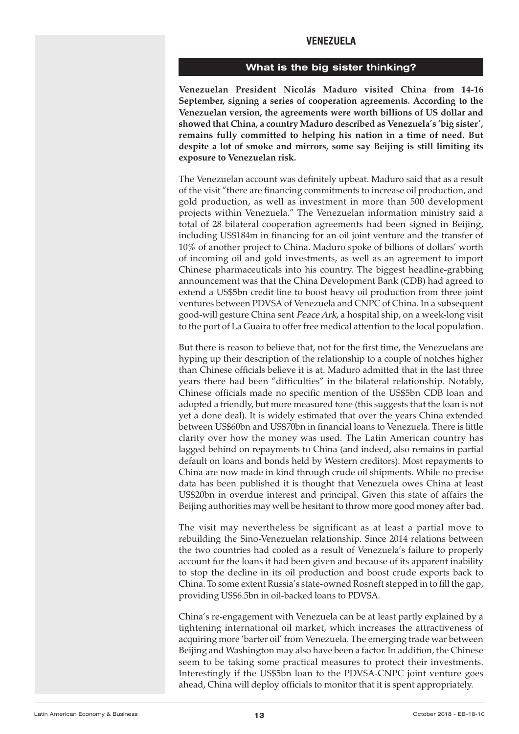## VENEZUELA

### What is the big sister thinking?

**Venezuelan President Nicolás Maduro visited China from 14-16 September, signing a series of cooperation agreements. According to the Venezuelan version, the agreements were worth billions of US dollar and showed that China, a country Maduro described as Venezuela's 'big sister', remains fully committed to helping his nation in a time of need. But despite a lot of smoke and mirrors, some say Beijing is still limiting its exposure to Venezuelan risk.**

The Venezuelan account was definitely upbeat. Maduro said that as a result of the visit "there are financing commitments to increase oil production, and gold production, as well as investment in more than 500 development projects within Venezuela." The Venezuelan information ministry said a total of 28 bilateral cooperation agreements had been signed in Beijing, including US$184m in financing for an oil joint venture and the transfer of 10% of another project to China. Maduro spoke of billions of dollars' worth of incoming oil and gold investments, as well as an agreement to import Chinese pharmaceuticals into his country. The biggest headline-grabbing announcement was that the China Development Bank (CDB) had agreed to extend a US$5bn credit line to boost heavy oil production from three joint ventures between PDVSA of Venezuela and CNPC of China. In a subsequent good-will gesture China sent *Peace Ark*, a hospital ship, on a week-long visit to the port of La Guaira to offer free medical attention to the local population.

But there is reason to believe that, not for the first time, the Venezuelans are hyping up their description of the relationship to a couple of notches higher than Chinese officials believe it is at. Maduro admitted that in the last three years there had been "difficulties" in the bilateral relationship. Notably, Chinese officials made no specific mention of the US$5bn CDB loan and adopted a friendly, but more measured tone (this suggests that the loan is not yet a done deal). It is widely estimated that over the years China extended between US$60bn and US$70bn in financial loans to Venezuela. There is little clarity over how the money was used. The Latin American country has lagged behind on repayments to China (and indeed, also remains in partial default on loans and bonds held by Western creditors). Most repayments to China are now made in kind through crude oil shipments. While no precise data has been published it is thought that Venezuela owes China at least US$20bn in overdue interest and principal. Given this state of affairs the Beijing authorities may well be hesitant to throw more good money after bad.

The visit may nevertheless be significant as at least a partial move to rebuilding the Sino-Venezuelan relationship. Since 2014 relations between the two countries had cooled as a result of Venezuela's failure to properly account for the loans it had been given and because of its apparent inability to stop the decline in its oil production and boost crude exports back to China. To some extent Russia's state-owned Rosneft stepped in to fill the gap, providing US$6.5bn in oil-backed loans to PDVSA.

China's re-engagement with Venezuela can be at least partly explained by a tightening international oil market, which increases the attractiveness of acquiring more 'barter oil' from Venezuela. The emerging trade war between Beijing and Washington may also have been a factor. In addition, the Chinese seem to be taking some practical measures to protect their investments. Interestingly if the US$5bn loan to the PDVSA-CNPC joint venture goes ahead, China will deploy officials to monitor that it is spent appropriately.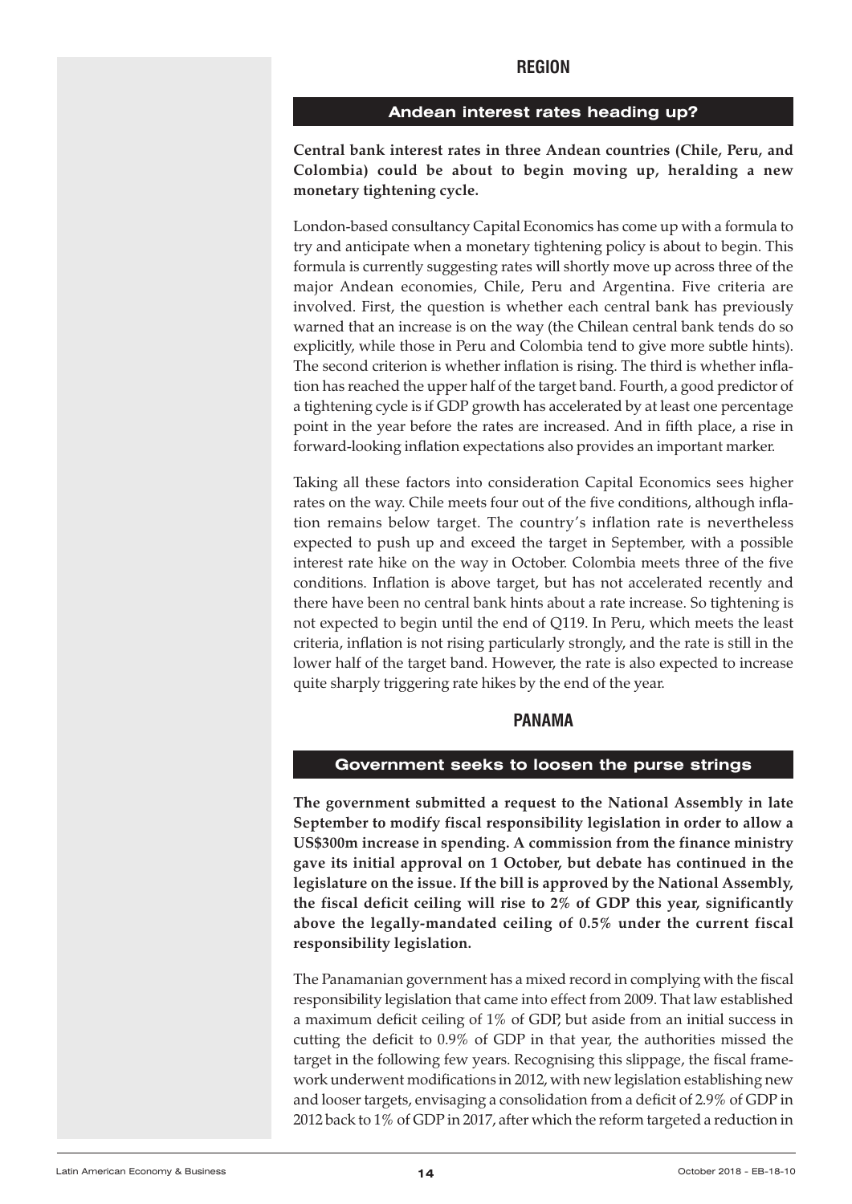## REGION

### Andean interest rates heading up?

**Central bank interest rates in three Andean countries (Chile, Peru, and Colombia) could be about to begin moving up, heralding a new monetary tightening cycle.**

London-based consultancy Capital Economics has come up with a formula to try and anticipate when a monetary tightening policy is about to begin. This formula is currently suggesting rates will shortly move up across three of the major Andean economies, Chile, Peru and Argentina. Five criteria are involved. First, the question is whether each central bank has previously warned that an increase is on the way (the Chilean central bank tends do so explicitly, while those in Peru and Colombia tend to give more subtle hints). The second criterion is whether inflation is rising. The third is whether inflation has reached the upper half of the target band. Fourth, a good predictor of a tightening cycle is if GDP growth has accelerated by at least one percentage point in the year before the rates are increased. And in fifth place, a rise in forward-looking inflation expectations also provides an important marker.

Taking all these factors into consideration Capital Economics sees higher rates on the way. Chile meets four out of the five conditions, although inflation remains below target. The country's inflation rate is nevertheless expected to push up and exceed the target in September, with a possible interest rate hike on the way in October. Colombia meets three of the five conditions. Inflation is above target, but has not accelerated recently and there have been no central bank hints about a rate increase. So tightening is not expected to begin until the end of Q119. In Peru, which meets the least criteria, inflation is not rising particularly strongly, and the rate is still in the lower half of the target band. However, the rate is also expected to increase quite sharply triggering rate hikes by the end of the year.

## PANAMA

### Government seeks to loosen the purse strings

**The government submitted a request to the National Assembly in late September to modify fiscal responsibility legislation in order to allow a US$300m increase in spending. A commission from the finance ministry gave its initial approval on 1 October, but debate has continued in the legislature on the issue. If the bill is approved by the National Assembly, the fiscal deficit ceiling will rise to 2% of GDP this year, significantly above the legally-mandated ceiling of 0.5% under the current fiscal responsibility legislation.**

The Panamanian government has a mixed record in complying with the fiscal responsibility legislation that came into effect from 2009. That law established a maximum deficit ceiling of 1% of GDP, but aside from an initial success in cutting the deficit to 0.9% of GDP in that year, the authorities missed the target in the following few years. Recognising this slippage, the fiscal framework underwent modifications in 2012, with new legislation establishing new and looser targets, envisaging a consolidation from a deficit of 2.9% of GDP in 2012 back to 1% of GDP in 2017, after which the reform targeted a reduction in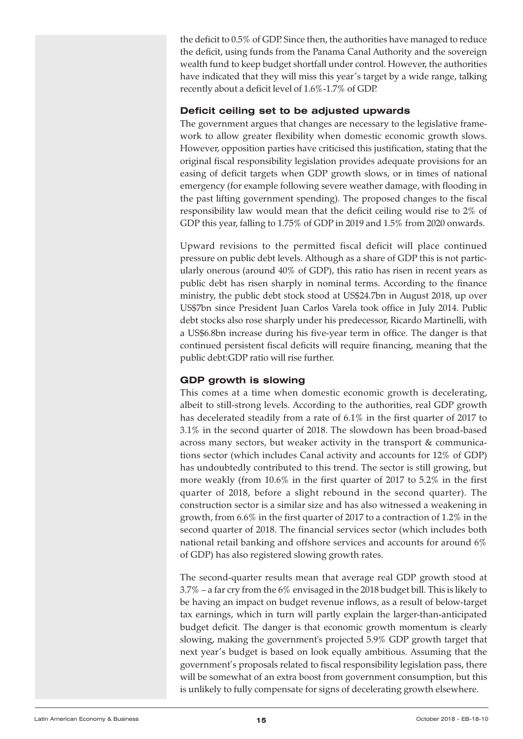the deficit to 0.5% of GDP. Since then, the authorities have managed to reduce the deficit, using funds from the Panama Canal Authority and the sovereign wealth fund to keep budget shortfall under control. However, the authorities have indicated that they will miss this year's target by a wide range, talking recently about a deficit level of 1.6%-1.7% of GDP.

### Deficit ceiling set to be adjusted upwards

The government argues that changes are necessary to the legislative framework to allow greater flexibility when domestic economic growth slows. However, opposition parties have criticised this justification, stating that the original fiscal responsibility legislation provides adequate provisions for an easing of deficit targets when GDP growth slows, or in times of national emergency (for example following severe weather damage, with flooding in the past lifting government spending). The proposed changes to the fiscal responsibility law would mean that the deficit ceiling would rise to 2% of GDP this year, falling to 1.75% of GDP in 2019 and 1.5% from 2020 onwards.

Upward revisions to the permitted fiscal deficit will place continued pressure on public debt levels. Although as a share of GDP this is not particularly onerous (around 40% of GDP), this ratio has risen in recent years as public debt has risen sharply in nominal terms. According to the finance ministry, the public debt stock stood at US$24.7bn in August 2018, up over US$7bn since President Juan Carlos Varela took office in July 2014. Public debt stocks also rose sharply under his predecessor, Ricardo Martinelli, with a US$6.8bn increase during his five-year term in office. The danger is that continued persistent fiscal deficits will require financing, meaning that the public debt:GDP ratio will rise further.

### GDP growth is slowing

This comes at a time when domestic economic growth is decelerating, albeit to still-strong levels. According to the authorities, real GDP growth has decelerated steadily from a rate of 6.1% in the first quarter of 2017 to 3.1% in the second quarter of 2018. The slowdown has been broad-based across many sectors, but weaker activity in the transport & communications sector (which includes Canal activity and accounts for 12% of GDP) has undoubtedly contributed to this trend. The sector is still growing, but more weakly (from 10.6% in the first quarter of 2017 to 5.2% in the first quarter of 2018, before a slight rebound in the second quarter). The construction sector is a similar size and has also witnessed a weakening in growth, from 6.6% in the first quarter of 2017 to a contraction of 1.2% in the second quarter of 2018. The financial services sector (which includes both national retail banking and offshore services and accounts for around 6% of GDP) has also registered slowing growth rates.

The second-quarter results mean that average real GDP growth stood at 3.7% – a far cry from the 6% envisaged in the 2018 budget bill. This is likely to be having an impact on budget revenue inflows, as a result of below-target tax earnings, which in turn will partly explain the larger-than-anticipated budget deficit. The danger is that economic growth momentum is clearly slowing, making the government's projected 5.9% GDP growth target that next year's budget is based on look equally ambitious. Assuming that the government's proposals related to fiscal responsibility legislation pass, there will be somewhat of an extra boost from government consumption, but this is unlikely to fully compensate for signs of decelerating growth elsewhere.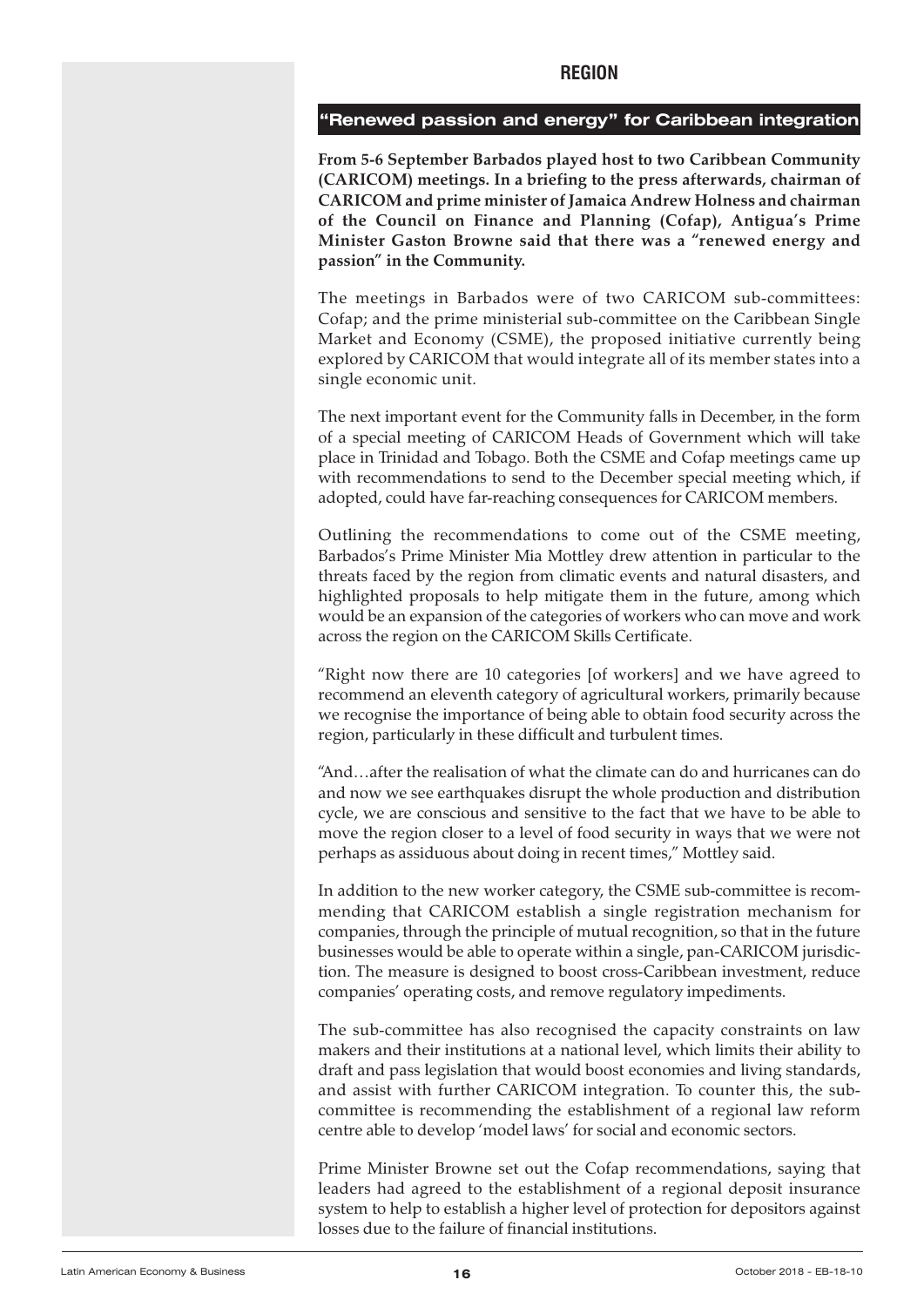## REGION

### "Renewed passion and energy" for Caribbean integration

**From 5-6 September Barbados played host to two Caribbean Community (CARICOM) meetings. In a briefing to the press afterwards, chairman of CARICOM and prime minister of Jamaica Andrew Holness and chairman of the Council on Finance and Planning (Cofap), Antigua's Prime Minister Gaston Browne said that there was a "renewed energy and passion" in the Community.**

The meetings in Barbados were of two CARICOM sub-committees: Cofap; and the prime ministerial sub-committee on the Caribbean Single Market and Economy (CSME), the proposed initiative currently being explored by CARICOM that would integrate all of its member states into a single economic unit.

The next important event for the Community falls in December, in the form of a special meeting of CARICOM Heads of Government which will take place in Trinidad and Tobago. Both the CSME and Cofap meetings came up with recommendations to send to the December special meeting which, if adopted, could have far-reaching consequences for CARICOM members.

Outlining the recommendations to come out of the CSME meeting, Barbados's Prime Minister Mia Mottley drew attention in particular to the threats faced by the region from climatic events and natural disasters, and highlighted proposals to help mitigate them in the future, among which would be an expansion of the categories of workers who can move and work across the region on the CARICOM Skills Certificate.

"Right now there are 10 categories [of workers] and we have agreed to recommend an eleventh category of agricultural workers, primarily because we recognise the importance of being able to obtain food security across the region, particularly in these difficult and turbulent times.

"And…after the realisation of what the climate can do and hurricanes can do and now we see earthquakes disrupt the whole production and distribution cycle, we are conscious and sensitive to the fact that we have to be able to move the region closer to a level of food security in ways that we were not perhaps as assiduous about doing in recent times," Mottley said.

In addition to the new worker category, the CSME sub-committee is recommending that CARICOM establish a single registration mechanism for companies, through the principle of mutual recognition, so that in the future businesses would be able to operate within a single, pan-CARICOM jurisdiction. The measure is designed to boost cross-Caribbean investment, reduce companies' operating costs, and remove regulatory impediments.

The sub-committee has also recognised the capacity constraints on law makers and their institutions at a national level, which limits their ability to draft and pass legislation that would boost economies and living standards, and assist with further CARICOM integration. To counter this, the sub-committee is recommending the establishment of a regional law reform centre able to develop 'model laws' for social and economic sectors.

Prime Minister Browne set out the Cofap recommendations, saying that leaders had agreed to the establishment of a regional deposit insurance system to help to establish a higher level of protection for depositors against losses due to the failure of financial institutions.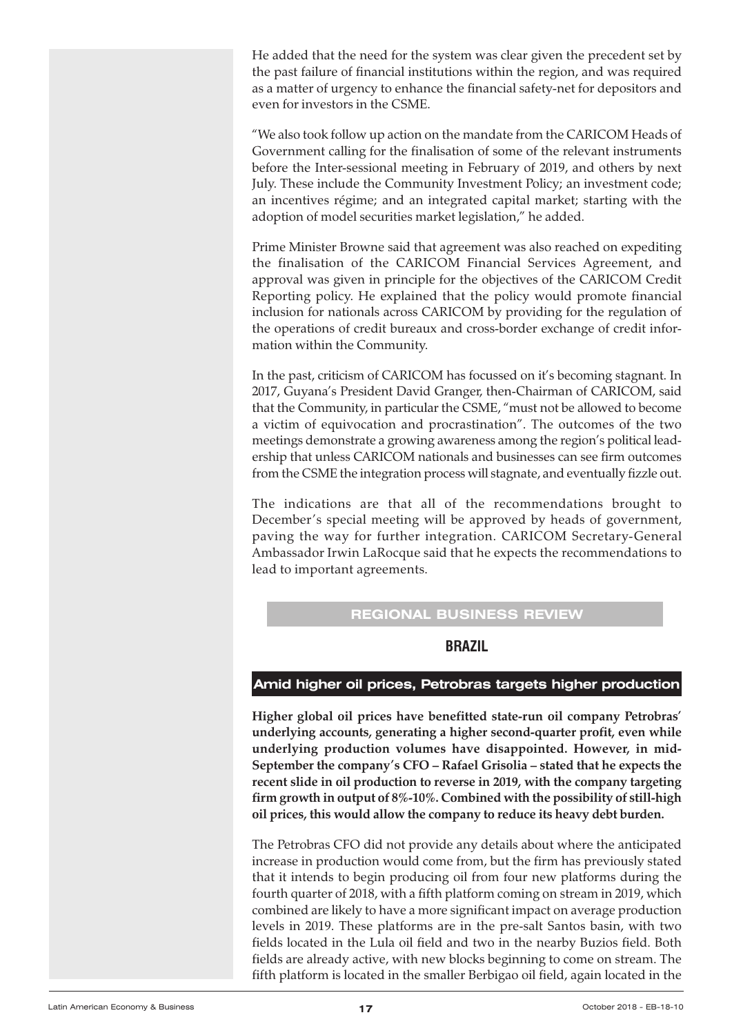He added that the need for the system was clear given the precedent set by the past failure of financial institutions within the region, and was required as a matter of urgency to enhance the financial safety-net for depositors and even for investors in the CSME.

"We also took follow up action on the mandate from the CARICOM Heads of Government calling for the finalisation of some of the relevant instruments before the Inter-sessional meeting in February of 2019, and others by next July. These include the Community Investment Policy; an investment code; an incentives régime; and an integrated capital market; starting with the adoption of model securities market legislation," he added.

Prime Minister Browne said that agreement was also reached on expediting the finalisation of the CARICOM Financial Services Agreement, and approval was given in principle for the objectives of the CARICOM Credit Reporting policy. He explained that the policy would promote financial inclusion for nationals across CARICOM by providing for the regulation of the operations of credit bureaux and cross-border exchange of credit information within the Community.

In the past, criticism of CARICOM has focussed on it's becoming stagnant. In 2017, Guyana's President David Granger, then-Chairman of CARICOM, said that the Community, in particular the CSME, "must not be allowed to become a victim of equivocation and procrastination". The outcomes of the two meetings demonstrate a growing awareness among the region's political leadership that unless CARICOM nationals and businesses can see firm outcomes from the CSME the integration process will stagnate, and eventually fizzle out.

The indications are that all of the recommendations brought to December's special meeting will be approved by heads of government, paving the way for further integration. CARICOM Secretary-General Ambassador Irwin LaRocque said that he expects the recommendations to lead to important agreements.

## REGIONAL BUSINESS REVIEW

## BRAZIL

### Amid higher oil prices, Petrobras targets higher production

**Higher global oil prices have benefitted state-run oil company Petrobras' underlying accounts, generating a higher second-quarter profit, even while underlying production volumes have disappointed. However, in mid-September the company's CFO – Rafael Grisolia – stated that he expects the recent slide in oil production to reverse in 2019, with the company targeting firm growth in output of 8%-10%. Combined with the possibility of still-high oil prices, this would allow the company to reduce its heavy debt burden.**

The Petrobras CFO did not provide any details about where the anticipated increase in production would come from, but the firm has previously stated that it intends to begin producing oil from four new platforms during the fourth quarter of 2018, with a fifth platform coming on stream in 2019, which combined are likely to have a more significant impact on average production levels in 2019. These platforms are in the pre-salt Santos basin, with two fields located in the Lula oil field and two in the nearby Buzios field. Both fields are already active, with new blocks beginning to come on stream. The fifth platform is located in the smaller Berbigao oil field, again located in the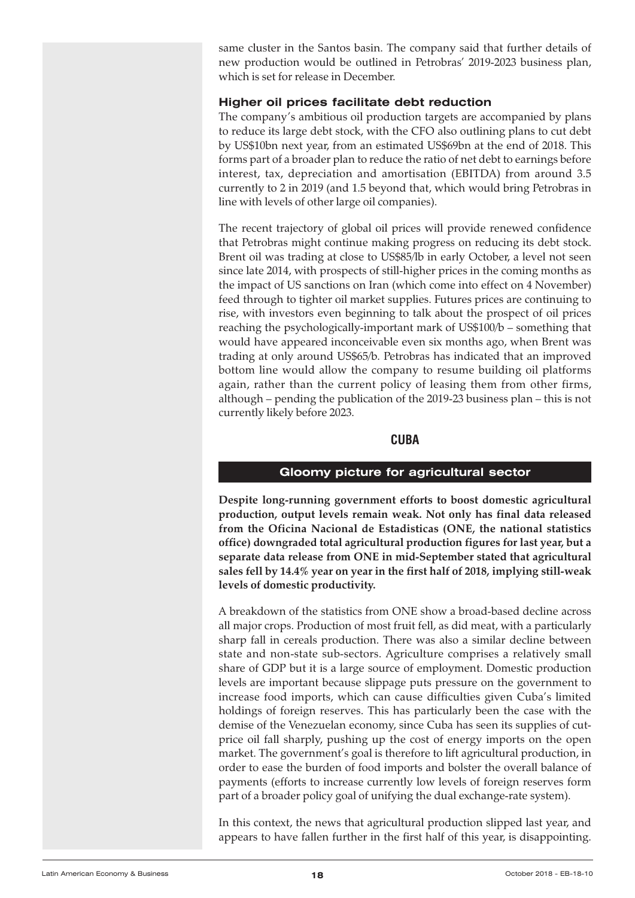same cluster in the Santos basin. The company said that further details of new production would be outlined in Petrobras' 2019-2023 business plan, which is set for release in December.

### Higher oil prices facilitate debt reduction

The company's ambitious oil production targets are accompanied by plans to reduce its large debt stock, with the CFO also outlining plans to cut debt by US$10bn next year, from an estimated US$69bn at the end of 2018. This forms part of a broader plan to reduce the ratio of net debt to earnings before interest, tax, depreciation and amortisation (EBITDA) from around 3.5 currently to 2 in 2019 (and 1.5 beyond that, which would bring Petrobras in line with levels of other large oil companies).

The recent trajectory of global oil prices will provide renewed confidence that Petrobras might continue making progress on reducing its debt stock. Brent oil was trading at close to US$85/lb in early October, a level not seen since late 2014, with prospects of still-higher prices in the coming months as the impact of US sanctions on Iran (which come into effect on 4 November) feed through to tighter oil market supplies. Futures prices are continuing to rise, with investors even beginning to talk about the prospect of oil prices reaching the psychologically-important mark of US$100/b – something that would have appeared inconceivable even six months ago, when Brent was trading at only around US$65/b. Petrobras has indicated that an improved bottom line would allow the company to resume building oil platforms again, rather than the current policy of leasing them from other firms, although – pending the publication of the 2019-23 business plan – this is not currently likely before 2023.

## CUBA

## Gloomy picture for agricultural sector

**Despite long-running government efforts to boost domestic agricultural production, output levels remain weak. Not only has final data released from the Oficina Nacional de Estadisticas (ONE, the national statistics office) downgraded total agricultural production figures for last year, but a separate data release from ONE in mid-September stated that agricultural sales fell by 14.4% year on year in the first half of 2018, implying still-weak levels of domestic productivity.**

A breakdown of the statistics from ONE show a broad-based decline across all major crops. Production of most fruit fell, as did meat, with a particularly sharp fall in cereals production. There was also a similar decline between state and non-state sub-sectors. Agriculture comprises a relatively small share of GDP but it is a large source of employment. Domestic production levels are important because slippage puts pressure on the government to increase food imports, which can cause difficulties given Cuba's limited holdings of foreign reserves. This has particularly been the case with the demise of the Venezuelan economy, since Cuba has seen its supplies of cut-price oil fall sharply, pushing up the cost of energy imports on the open market. The government's goal is therefore to lift agricultural production, in order to ease the burden of food imports and bolster the overall balance of payments (efforts to increase currently low levels of foreign reserves form part of a broader policy goal of unifying the dual exchange-rate system).

In this context, the news that agricultural production slipped last year, and appears to have fallen further in the first half of this year, is disappointing.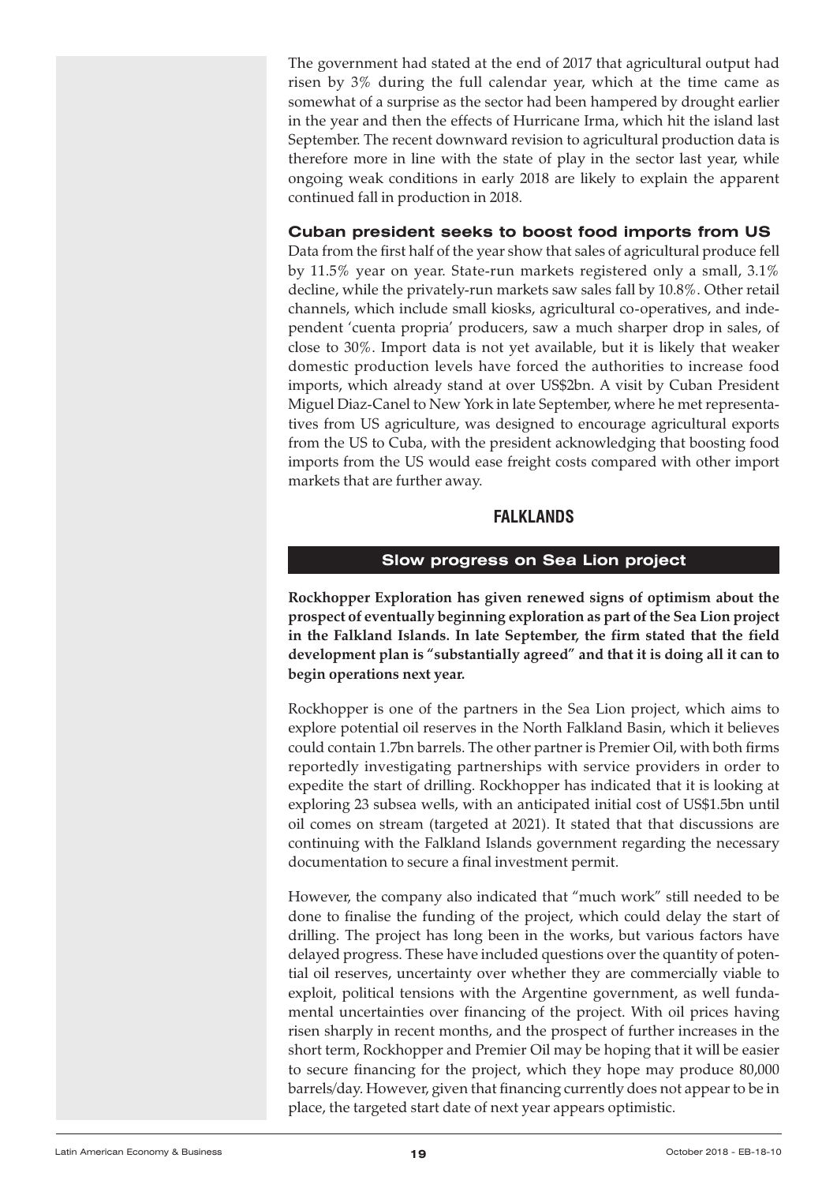The government had stated at the end of 2017 that agricultural output had risen by 3% during the full calendar year, which at the time came as somewhat of a surprise as the sector had been hampered by drought earlier in the year and then the effects of Hurricane Irma, which hit the island last September. The recent downward revision to agricultural production data is therefore more in line with the state of play in the sector last year, while ongoing weak conditions in early 2018 are likely to explain the apparent continued fall in production in 2018.

### Cuban president seeks to boost food imports from US

Data from the first half of the year show that sales of agricultural produce fell by 11.5% year on year. State-run markets registered only a small, 3.1% decline, while the privately-run markets saw sales fall by 10.8%. Other retail channels, which include small kiosks, agricultural co-operatives, and independent 'cuenta propria' producers, saw a much sharper drop in sales, of close to 30%. Import data is not yet available, but it is likely that weaker domestic production levels have forced the authorities to increase food imports, which already stand at over US$2bn. A visit by Cuban President Miguel Diaz-Canel to New York in late September, where he met representatives from US agriculture, was designed to encourage agricultural exports from the US to Cuba, with the president acknowledging that boosting food imports from the US would ease freight costs compared with other import markets that are further away.

# FALKLANDS

## Slow progress on Sea Lion project

**Rockhopper Exploration has given renewed signs of optimism about the prospect of eventually beginning exploration as part of the Sea Lion project in the Falkland Islands. In late September, the firm stated that the field development plan is "substantially agreed" and that it is doing all it can to begin operations next year.**

Rockhopper is one of the partners in the Sea Lion project, which aims to explore potential oil reserves in the North Falkland Basin, which it believes could contain 1.7bn barrels. The other partner is Premier Oil, with both firms reportedly investigating partnerships with service providers in order to expedite the start of drilling. Rockhopper has indicated that it is looking at exploring 23 subsea wells, with an anticipated initial cost of US$1.5bn until oil comes on stream (targeted at 2021). It stated that that discussions are continuing with the Falkland Islands government regarding the necessary documentation to secure a final investment permit.

However, the company also indicated that "much work" still needed to be done to finalise the funding of the project, which could delay the start of drilling. The project has long been in the works, but various factors have delayed progress. These have included questions over the quantity of potential oil reserves, uncertainty over whether they are commercially viable to exploit, political tensions with the Argentine government, as well fundamental uncertainties over financing of the project. With oil prices having risen sharply in recent months, and the prospect of further increases in the short term, Rockhopper and Premier Oil may be hoping that it will be easier to secure financing for the project, which they hope may produce 80,000 barrels/day. However, given that financing currently does not appear to be in place, the targeted start date of next year appears optimistic.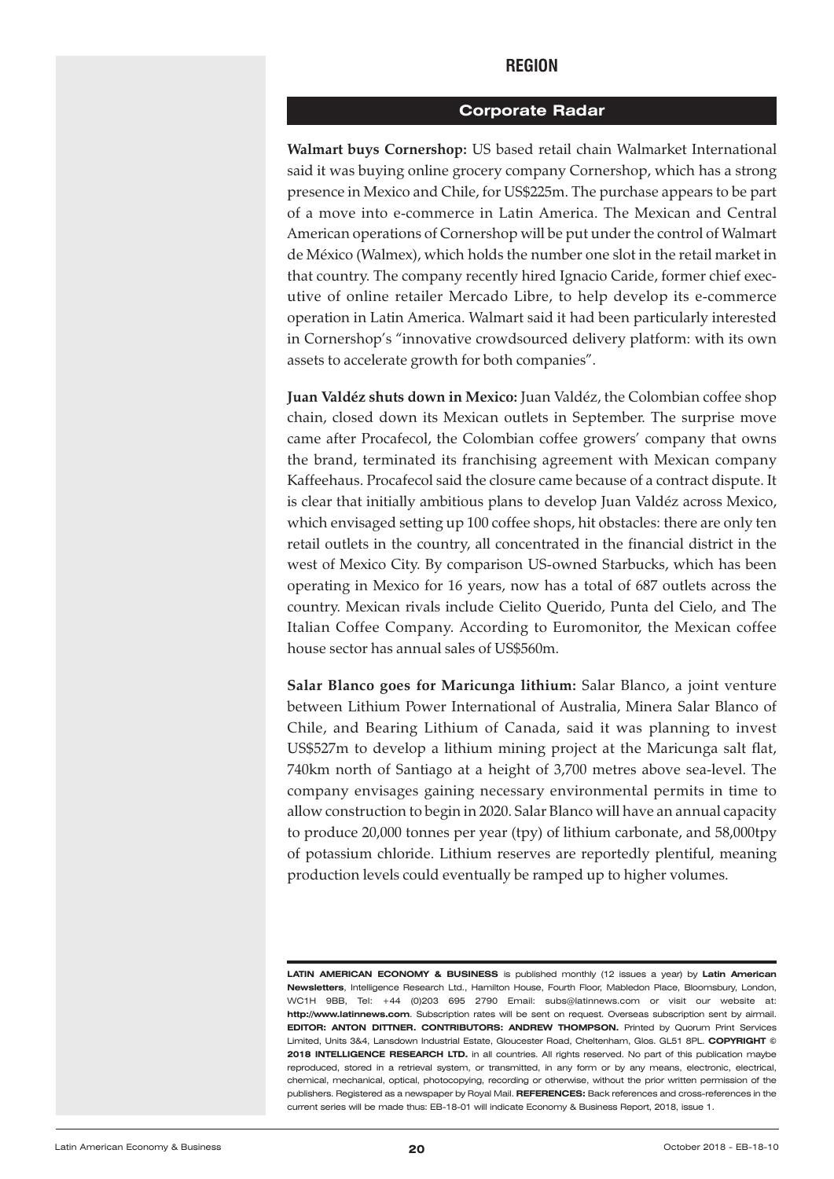## REGION

### Corporate Radar

**Walmart buys Cornershop:** US based retail chain Walmarket International said it was buying online grocery company Cornershop, which has a strong presence in Mexico and Chile, for US$225m. The purchase appears to be part of a move into e-commerce in Latin America. The Mexican and Central American operations of Cornershop will be put under the control of Walmart de México (Walmex), which holds the number one slot in the retail market in that country. The company recently hired Ignacio Caride, former chief executive of online retailer Mercado Libre, to help develop its e-commerce operation in Latin America. Walmart said it had been particularly interested in Cornershop's "innovative crowdsourced delivery platform: with its own assets to accelerate growth for both companies".

**Juan Valdéz shuts down in Mexico:** Juan Valdéz, the Colombian coffee shop chain, closed down its Mexican outlets in September. The surprise move came after Procafecol, the Colombian coffee growers' company that owns the brand, terminated its franchising agreement with Mexican company Kaffeehaus. Procafecol said the closure came because of a contract dispute. It is clear that initially ambitious plans to develop Juan Valdéz across Mexico, which envisaged setting up 100 coffee shops, hit obstacles: there are only ten retail outlets in the country, all concentrated in the financial district in the west of Mexico City. By comparison US-owned Starbucks, which has been operating in Mexico for 16 years, now has a total of 687 outlets across the country. Mexican rivals include Cielito Querido, Punta del Cielo, and The Italian Coffee Company. According to Euromonitor, the Mexican coffee house sector has annual sales of US$560m.

**Salar Blanco goes for Maricunga lithium:** Salar Blanco, a joint venture between Lithium Power International of Australia, Minera Salar Blanco of Chile, and Bearing Lithium of Canada, said it was planning to invest US$527m to develop a lithium mining project at the Maricunga salt flat, 740km north of Santiago at a height of 3,700 metres above sea-level. The company envisages gaining necessary environmental permits in time to allow construction to begin in 2020. Salar Blanco will have an annual capacity to produce 20,000 tonnes per year (tpy) of lithium carbonate, and 58,000tpy of potassium chloride. Lithium reserves are reportedly plentiful, meaning production levels could eventually be ramped up to higher volumes.

---

**LATIN AMERICAN ECONOMY & BUSINESS** is published monthly (12 issues a year) by **Latin American Newsletters**, Intelligence Research Ltd., Hamilton House, Fourth Floor, Mabledon Place, Bloomsbury, London, WC1H 9BB, Tel: +44 (0)203 695 2790 Email: subs@latinnews.com or visit our website at: **http://www.latinnews.com**. Subscription rates will be sent on request. Overseas subscription sent by airmail. **EDITOR: ANTON DITTNER. CONTRIBUTORS: ANDREW THOMPSON.** Printed by Quorum Print Services Limited, Units 3&4, Lansdown Industrial Estate, Gloucester Road, Cheltenham, Glos. GL51 8PL. **COPYRIGHT © 2018 INTELLIGENCE RESEARCH LTD.** in all countries. All rights reserved. No part of this publication maybe reproduced, stored in a retrieval system, or transmitted, in any form or by any means, electronic, electrical, chemical, mechanical, optical, photocopying, recording or otherwise, without the prior written permission of the publishers. Registered as a newspaper by Royal Mail. **REFERENCES:** Back references and cross-references in the current series will be made thus: EB-18-01 will indicate Economy & Business Report, 2018, issue 1.